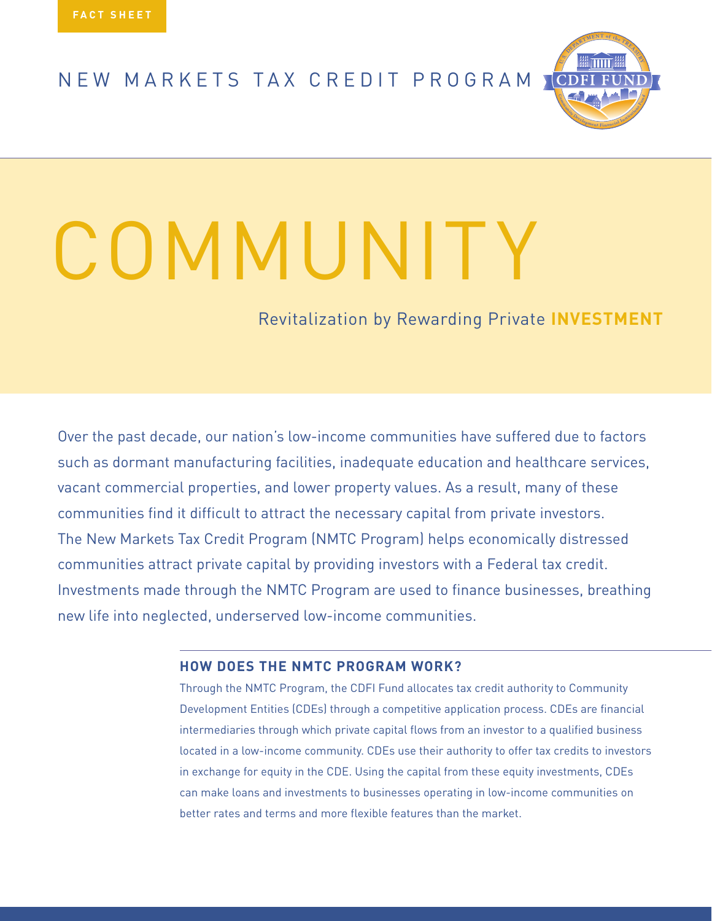FACT SHEET

NEW MARKETS TAX CREDIT PROGRAM

# COMMUNITY

Revitalization by Rewarding Private **INVESTMENT**

Over the past decade, our nation's low-income communities have suffered due to factors such as dormant manufacturing facilities, inadequate education and healthcare services, vacant commercial properties, and lower property values. As a result, many of these communities find it difficult to attract the necessary capital from private investors. The New Markets Tax Credit Program (NMTC Program) helps economically distressed communities attract private capital by providing investors with a Federal tax credit. Investments made through the NMTC Program are used to finance businesses, breathing new life into neglected, underserved low-income communities.

## HOW DOES THE NMTC PROGRAM WORK?

Through the NMTC Program, the CDFI Fund allocates tax credit authority to Community Development Entities (CDEs) through a competitive application process. CDEs are financial intermediaries through which private capital flows from an investor to a qualified business located in a low-income community. CDEs use their authority to offer tax credits to investors in exchange for equity in the CDE. Using the capital from these equity investments, CDEs can make loans and investments to businesses operating in low-income communities on better rates and terms and more flexible features than the market.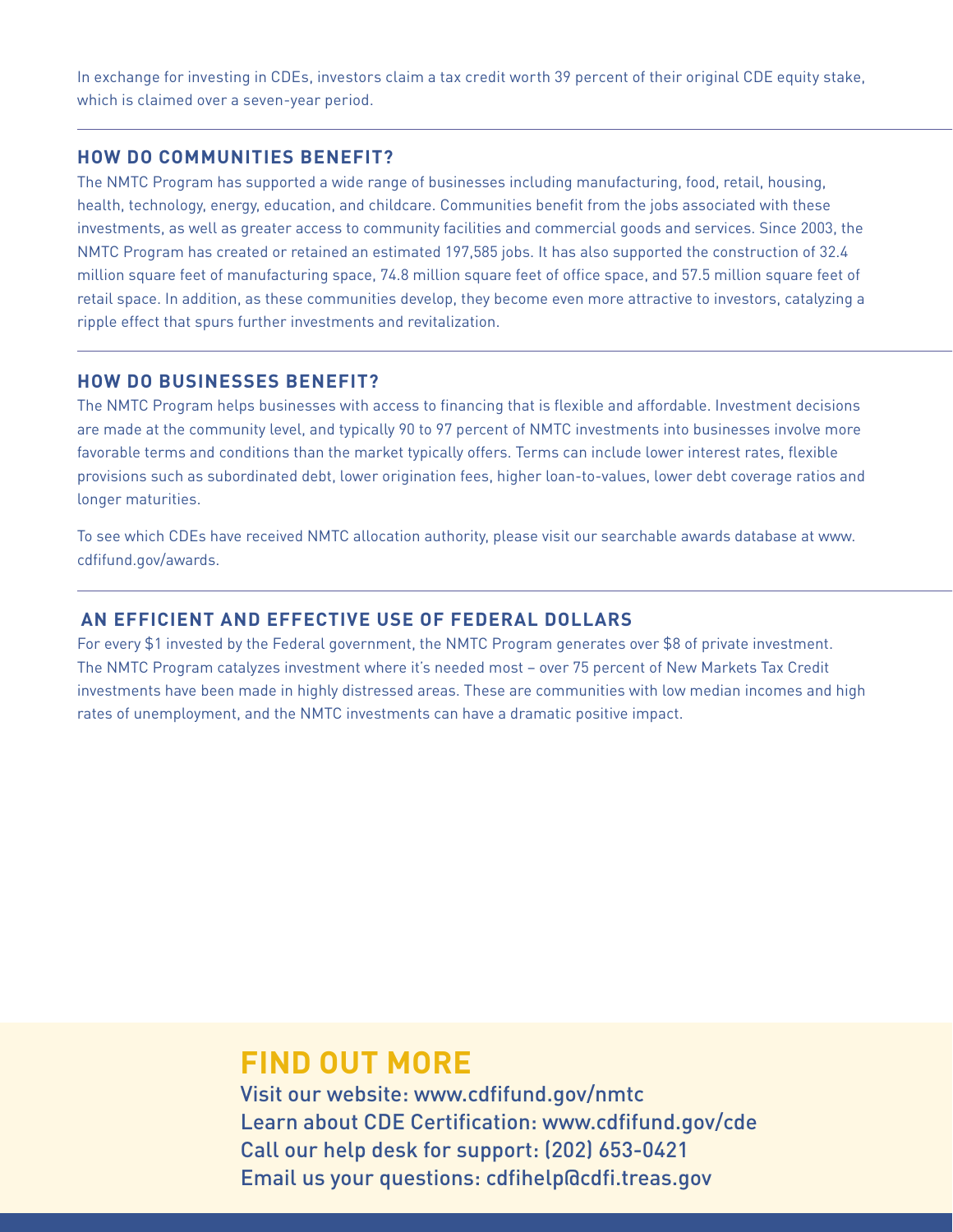In exchange for investing in CDEs, investors claim a tax credit worth 39 percent of their original CDE equity stake, which is claimed over a seven-year period.

## HOW DO COMMUNITIES BENEFIT?

The NMTC Program has supported a wide range of businesses including manufacturing, food, retail, housing, health, technology, energy, education, and childcare. Communities benefit from the jobs associated with these investments, as well as greater access to community facilities and commercial goods and services. Since 2003, the NMTC Program has created or retained an estimated 197,585 jobs. It has also supported the construction of 32.4 million square feet of manufacturing space, 74.8 million square feet of office space, and 57.5 million square feet of retail space. In addition, as these communities develop, they become even more attractive to investors, catalyzing a ripple effect that spurs further investments and revitalization.

## HOW DO BUSINESSES BENEFIT?

The NMTC Program helps businesses with access to financing that is flexible and affordable. Investment decisions are made at the community level, and typically 90 to 97 percent of NMTC investments into businesses involve more favorable terms and conditions than the market typically offers. Terms can include lower interest rates, flexible provisions such as subordinated debt, lower origination fees, higher loan-to-values, lower debt coverage ratios and longer maturities.

To see which CDEs have received NMTC allocation authority, please visit our searchable awards database at www.cdfifund.gov/awards.

## AN EFFICIENT AND EFFECTIVE USE OF FEDERAL DOLLARS

For every $1 invested by the Federal government, the NMTC Program generates over $8 of private investment. The NMTC Program catalyzes investment where it's needed most – over 75 percent of New Markets Tax Credit investments have been made in highly distressed areas. These are communities with low median incomes and high rates of unemployment, and the NMTC investments can have a dramatic positive impact.

## FIND OUT MORE

Visit our website: www.cdfifund.gov/nmtc
Learn about CDE Certification: www.cdfifund.gov/cde
Call our help desk for support: (202) 653-0421
Email us your questions: cdfihelp@cdfi.treas.gov